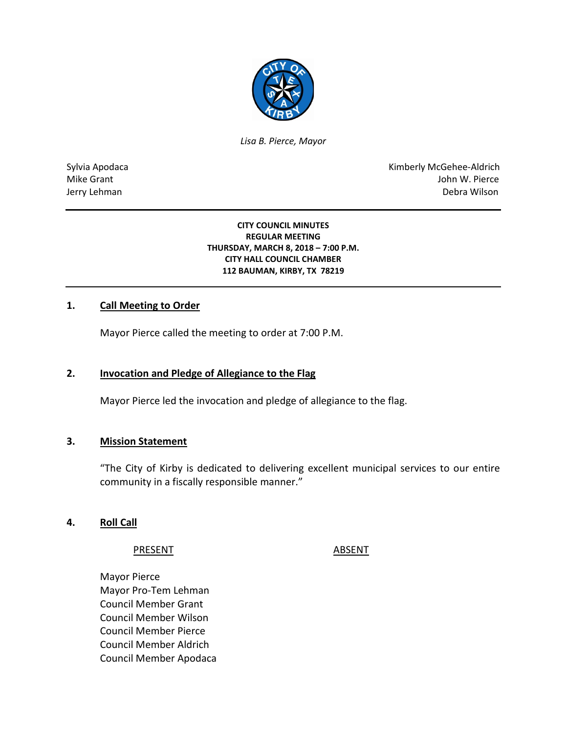*Lisa B. Pierce, Mayor*

Sylvia Apodaca
Mike Grant
Jerry Lehman

Kimberly McGehee-Aldrich
John W. Pierce
Debra Wilson

**CITY COUNCIL MINUTES**
**REGULAR MEETING**
**THURSDAY, MARCH 8, 2018 – 7:00 P.M.**
**CITY HALL COUNCIL CHAMBER**
**112 BAUMAN, KIRBY, TX 78219**

## 1. Call Meeting to Order

Mayor Pierce called the meeting to order at 7:00 P.M.

## 2. Invocation and Pledge of Allegiance to the Flag

Mayor Pierce led the invocation and pledge of allegiance to the flag.

## 3. Mission Statement

"The City of Kirby is dedicated to delivering excellent municipal services to our entire community in a fiscally responsible manner."

## 4. Roll Call

| PRESENT | ABSENT |
|---|---|
| Mayor Pierce | |
| Mayor Pro-Tem Lehman | |
| Council Member Grant | |
| Council Member Wilson | |
| Council Member Pierce | |
| Council Member Aldrich | |
| Council Member Apodaca | |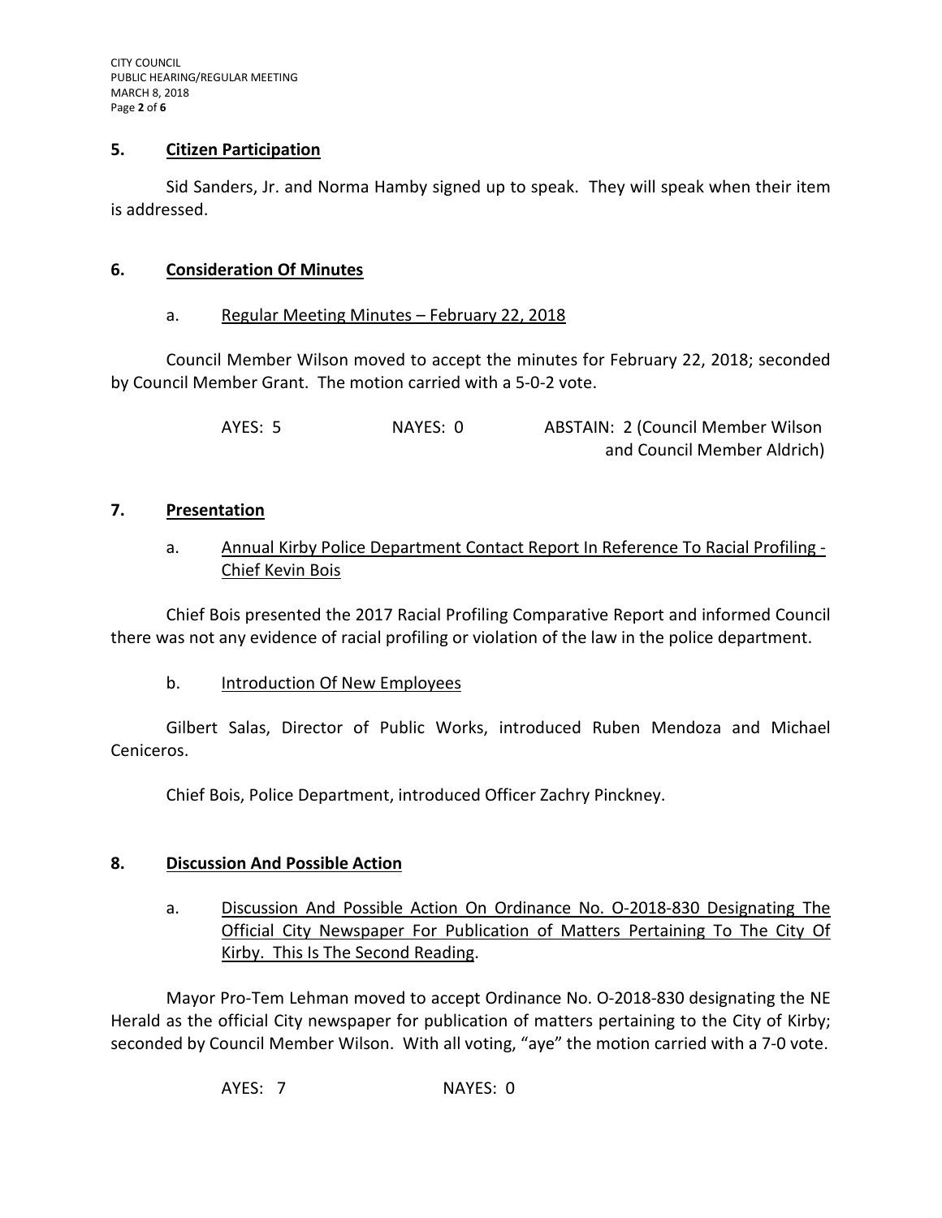## 5. Citizen Participation

Sid Sanders, Jr. and Norma Hamby signed up to speak. They will speak when their item is addressed.

## 6. Consideration Of Minutes

a. Regular Meeting Minutes – February 22, 2018

Council Member Wilson moved to accept the minutes for February 22, 2018; seconded by Council Member Grant. The motion carried with a 5-0-2 vote.

AYES: 5 NAYES: 0 ABSTAIN: 2 (Council Member Wilson and Council Member Aldrich)

## 7. Presentation

a. Annual Kirby Police Department Contact Report In Reference To Racial Profiling - Chief Kevin Bois

Chief Bois presented the 2017 Racial Profiling Comparative Report and informed Council there was not any evidence of racial profiling or violation of the law in the police department.

b. Introduction Of New Employees

Gilbert Salas, Director of Public Works, introduced Ruben Mendoza and Michael Ceniceros.

Chief Bois, Police Department, introduced Officer Zachry Pinckney.

## 8. Discussion And Possible Action

a. Discussion And Possible Action On Ordinance No. O-2018-830 Designating The Official City Newspaper For Publication of Matters Pertaining To The City Of Kirby. This Is The Second Reading.

Mayor Pro-Tem Lehman moved to accept Ordinance No. O-2018-830 designating the NE Herald as the official City newspaper for publication of matters pertaining to the City of Kirby; seconded by Council Member Wilson. With all voting, "aye" the motion carried with a 7-0 vote.

AYES: 7 NAYES: 0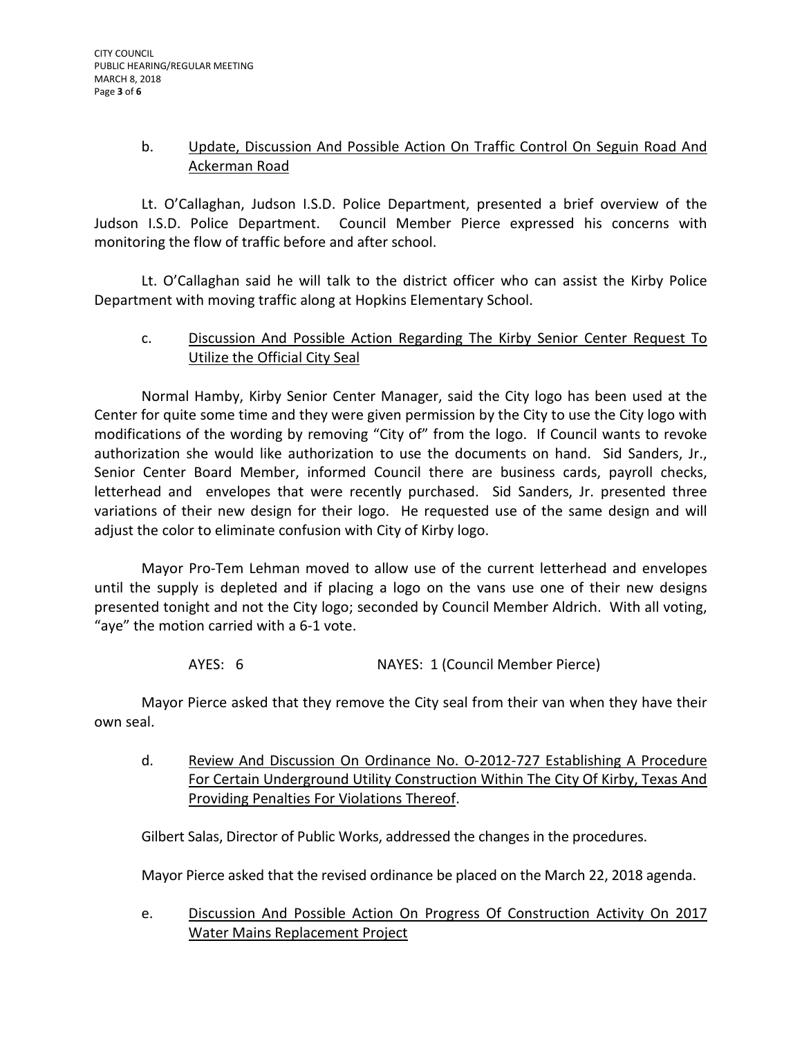b. <u>Update, Discussion And Possible Action On Traffic Control On Seguin Road And Ackerman Road</u>

Lt. O'Callaghan, Judson I.S.D. Police Department, presented a brief overview of the Judson I.S.D. Police Department. Council Member Pierce expressed his concerns with monitoring the flow of traffic before and after school.

Lt. O'Callaghan said he will talk to the district officer who can assist the Kirby Police Department with moving traffic along at Hopkins Elementary School.

c. <u>Discussion And Possible Action Regarding The Kirby Senior Center Request To Utilize the Official City Seal</u>

Normal Hamby, Kirby Senior Center Manager, said the City logo has been used at the Center for quite some time and they were given permission by the City to use the City logo with modifications of the wording by removing "City of" from the logo. If Council wants to revoke authorization she would like authorization to use the documents on hand. Sid Sanders, Jr., Senior Center Board Member, informed Council there are business cards, payroll checks, letterhead and envelopes that were recently purchased. Sid Sanders, Jr. presented three variations of their new design for their logo. He requested use of the same design and will adjust the color to eliminate confusion with City of Kirby logo.

Mayor Pro-Tem Lehman moved to allow use of the current letterhead and envelopes until the supply is depleted and if placing a logo on the vans use one of their new designs presented tonight and not the City logo; seconded by Council Member Aldrich. With all voting, "aye" the motion carried with a 6-1 vote.

AYES: 6 NAYES: 1 (Council Member Pierce)

Mayor Pierce asked that they remove the City seal from their van when they have their own seal.

d. <u>Review And Discussion On Ordinance No. O-2012-727 Establishing A Procedure For Certain Underground Utility Construction Within The City Of Kirby, Texas And Providing Penalties For Violations Thereof</u>.

Gilbert Salas, Director of Public Works, addressed the changes in the procedures.

Mayor Pierce asked that the revised ordinance be placed on the March 22, 2018 agenda.

e. <u>Discussion And Possible Action On Progress Of Construction Activity On 2017 Water Mains Replacement Project</u>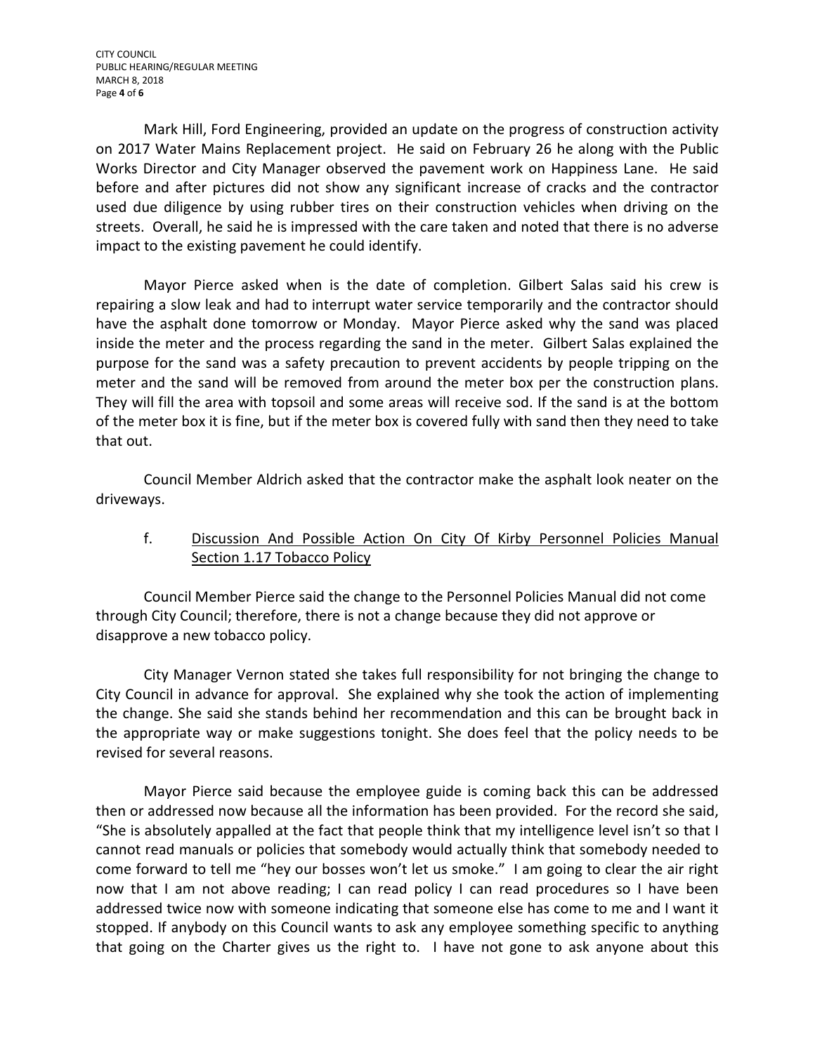Mark Hill, Ford Engineering, provided an update on the progress of construction activity on 2017 Water Mains Replacement project. He said on February 26 he along with the Public Works Director and City Manager observed the pavement work on Happiness Lane. He said before and after pictures did not show any significant increase of cracks and the contractor used due diligence by using rubber tires on their construction vehicles when driving on the streets. Overall, he said he is impressed with the care taken and noted that there is no adverse impact to the existing pavement he could identify.

Mayor Pierce asked when is the date of completion. Gilbert Salas said his crew is repairing a slow leak and had to interrupt water service temporarily and the contractor should have the asphalt done tomorrow or Monday. Mayor Pierce asked why the sand was placed inside the meter and the process regarding the sand in the meter. Gilbert Salas explained the purpose for the sand was a safety precaution to prevent accidents by people tripping on the meter and the sand will be removed from around the meter box per the construction plans. They will fill the area with topsoil and some areas will receive sod. If the sand is at the bottom of the meter box it is fine, but if the meter box is covered fully with sand then they need to take that out.

Council Member Aldrich asked that the contractor make the asphalt look neater on the driveways.

f. <u>Discussion And Possible Action On City Of Kirby Personnel Policies Manual Section 1.17 Tobacco Policy</u>

Council Member Pierce said the change to the Personnel Policies Manual did not come through City Council; therefore, there is not a change because they did not approve or disapprove a new tobacco policy.

City Manager Vernon stated she takes full responsibility for not bringing the change to City Council in advance for approval. She explained why she took the action of implementing the change. She said she stands behind her recommendation and this can be brought back in the appropriate way or make suggestions tonight. She does feel that the policy needs to be revised for several reasons.

Mayor Pierce said because the employee guide is coming back this can be addressed then or addressed now because all the information has been provided. For the record she said, "She is absolutely appalled at the fact that people think that my intelligence level isn't so that I cannot read manuals or policies that somebody would actually think that somebody needed to come forward to tell me "hey our bosses won't let us smoke." I am going to clear the air right now that I am not above reading; I can read policy I can read procedures so I have been addressed twice now with someone indicating that someone else has come to me and I want it stopped. If anybody on this Council wants to ask any employee something specific to anything that going on the Charter gives us the right to. I have not gone to ask anyone about this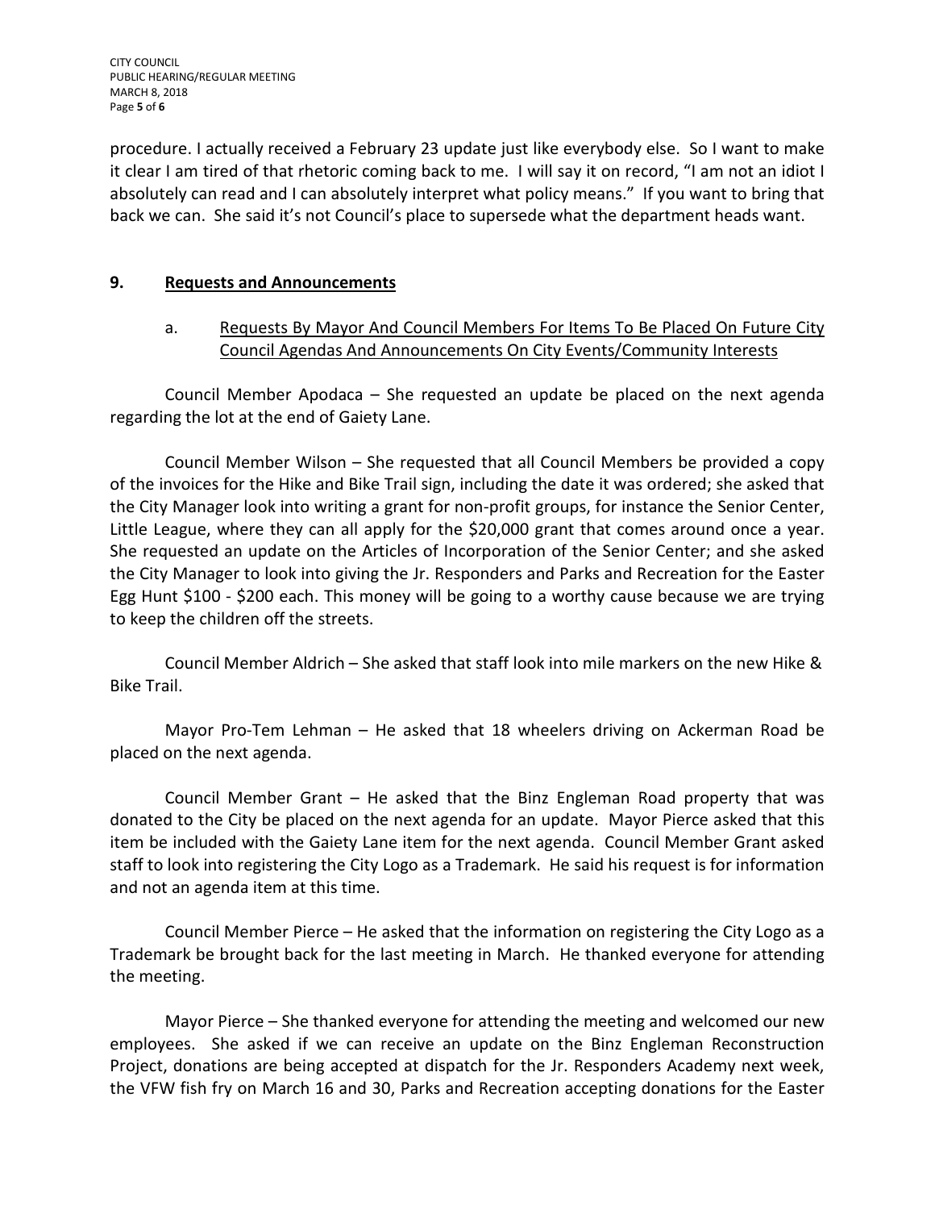procedure. I actually received a February 23 update just like everybody else. So I want to make it clear I am tired of that rhetoric coming back to me. I will say it on record, "I am not an idiot I absolutely can read and I can absolutely interpret what policy means." If you want to bring that back we can. She said it's not Council's place to supersede what the department heads want.

## 9. Requests and Announcements

a. Requests By Mayor And Council Members For Items To Be Placed On Future City Council Agendas And Announcements On City Events/Community Interests

Council Member Apodaca – She requested an update be placed on the next agenda regarding the lot at the end of Gaiety Lane.

Council Member Wilson – She requested that all Council Members be provided a copy of the invoices for the Hike and Bike Trail sign, including the date it was ordered; she asked that the City Manager look into writing a grant for non-profit groups, for instance the Senior Center, Little League, where they can all apply for the $20,000 grant that comes around once a year. She requested an update on the Articles of Incorporation of the Senior Center; and she asked the City Manager to look into giving the Jr. Responders and Parks and Recreation for the Easter Egg Hunt $100 - $200 each. This money will be going to a worthy cause because we are trying to keep the children off the streets.

Council Member Aldrich – She asked that staff look into mile markers on the new Hike & Bike Trail.

Mayor Pro-Tem Lehman – He asked that 18 wheelers driving on Ackerman Road be placed on the next agenda.

Council Member Grant – He asked that the Binz Engleman Road property that was donated to the City be placed on the next agenda for an update. Mayor Pierce asked that this item be included with the Gaiety Lane item for the next agenda. Council Member Grant asked staff to look into registering the City Logo as a Trademark. He said his request is for information and not an agenda item at this time.

Council Member Pierce – He asked that the information on registering the City Logo as a Trademark be brought back for the last meeting in March. He thanked everyone for attending the meeting.

Mayor Pierce – She thanked everyone for attending the meeting and welcomed our new employees. She asked if we can receive an update on the Binz Engleman Reconstruction Project, donations are being accepted at dispatch for the Jr. Responders Academy next week, the VFW fish fry on March 16 and 30, Parks and Recreation accepting donations for the Easter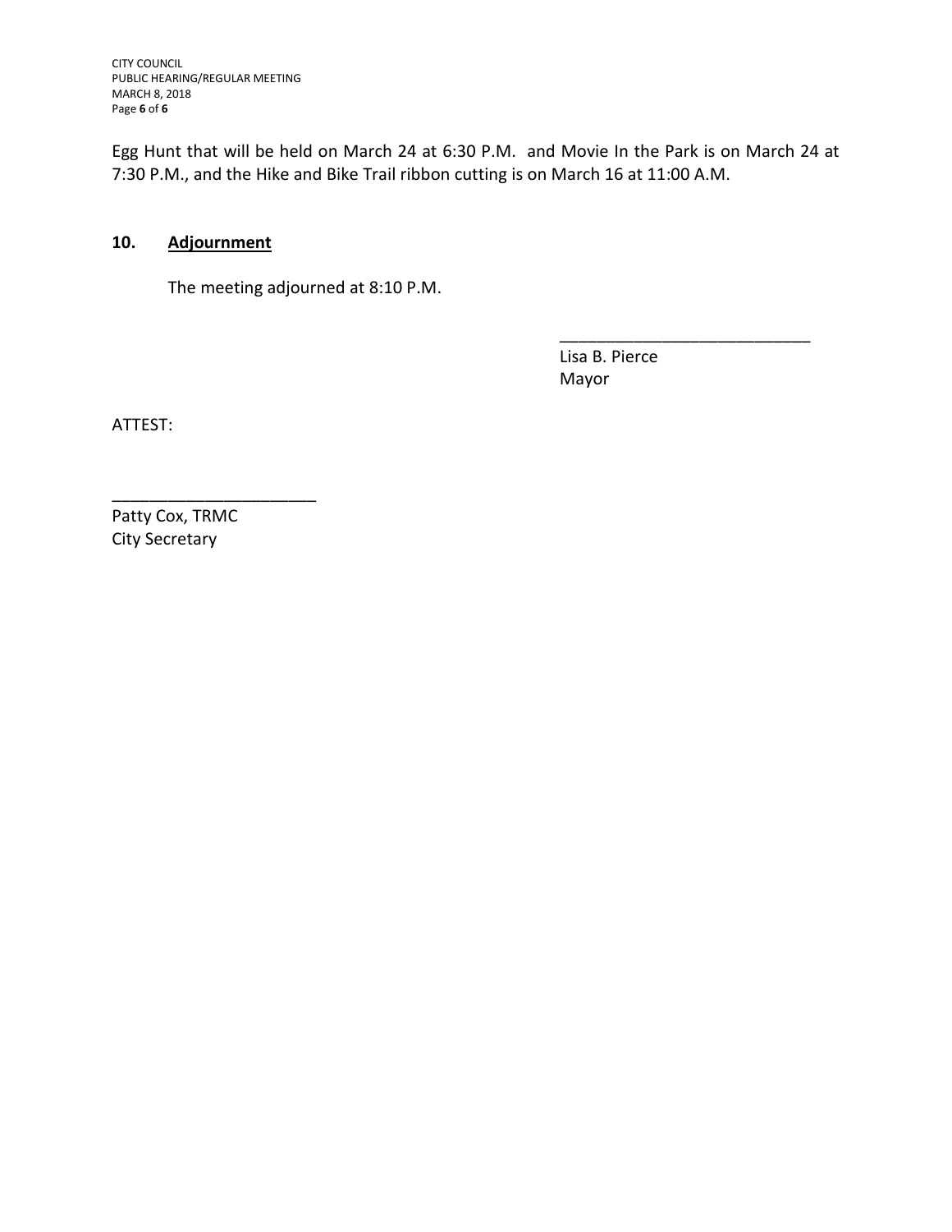Egg Hunt that will be held on March 24 at 6:30 P.M. and Movie In the Park is on March 24 at 7:30 P.M., and the Hike and Bike Trail ribbon cutting is on March 16 at 11:00 A.M.

## 10. Adjournment

The meeting adjourned at 8:10 P.M.

___________________________

Lisa B. Pierce
Mayor

ATTEST:

______________________

Patty Cox, TRMC
City Secretary